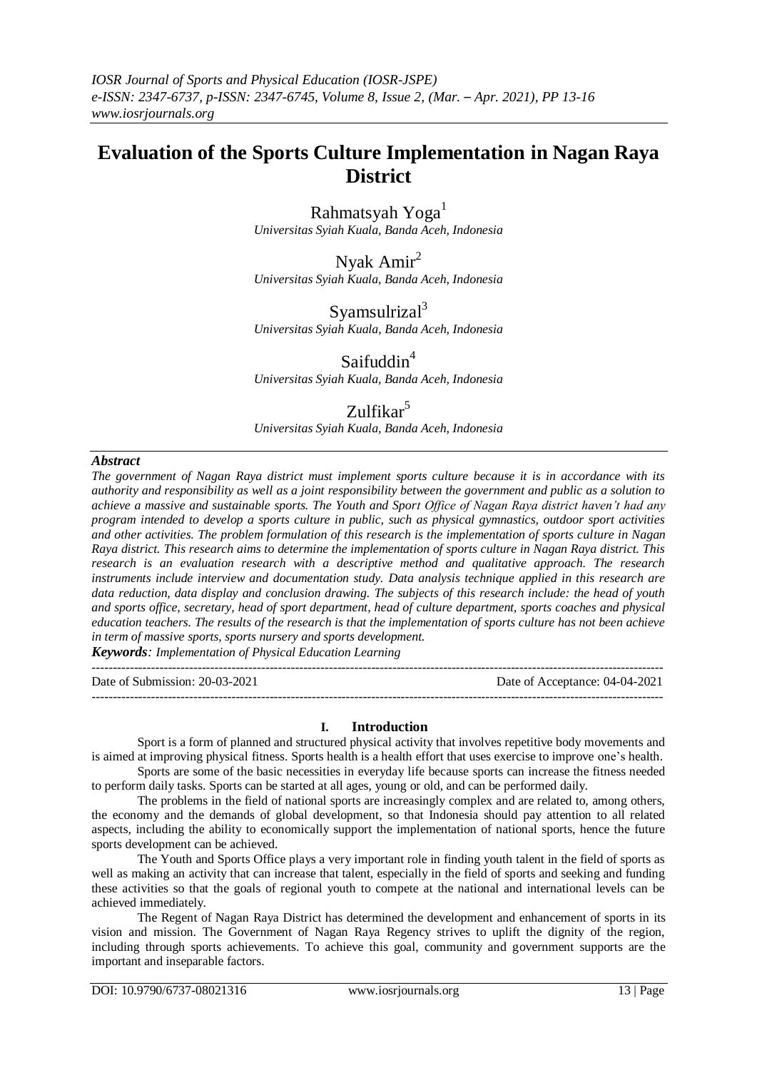# Evaluation of the Sports Culture Implementation in Nagan Raya District

Rahmatsyah Yoga[1]
*Universitas Syiah Kuala, Banda Aceh, Indonesia*

Nyak Amir[2]
*Universitas Syiah Kuala, Banda Aceh, Indonesia*

Syamsulrizal[3]
*Universitas Syiah Kuala, Banda Aceh, Indonesia*

Saifuddin[4]
*Universitas Syiah Kuala, Banda Aceh, Indonesia*

Zulfikar[5]
*Universitas Syiah Kuala, Banda Aceh, Indonesia*

## *Abstract*

*The government of Nagan Raya district must implement sports culture because it is in accordance with its authority and responsibility as well as a joint responsibility between the government and public as a solution to achieve a massive and sustainable sports. The Youth and Sport Office of Nagan Raya district haven't had any program intended to develop a sports culture in public, such as physical gymnastics, outdoor sport activities and other activities. The problem formulation of this research is the implementation of sports culture in Nagan Raya district. This research aims to determine the implementation of sports culture in Nagan Raya district. This research is an evaluation research with a descriptive method and qualitative approach. The research instruments include interview and documentation study. Data analysis technique applied in this research are data reduction, data display and conclusion drawing. The subjects of this research include: the head of youth and sports office, secretary, head of sport department, head of culture department, sports coaches and physical education teachers. The results of the research is that the implementation of sports culture has not been achieve in term of massive sports, sports nursery and sports development.*

***Keywords**: Implementation of Physical Education Learning*

---

Date of Submission: 20-03-2021 | Date of Acceptance: 04-04-2021

---

## I. Introduction

Sport is a form of planned and structured physical activity that involves repetitive body movements and is aimed at improving physical fitness. Sports health is a health effort that uses exercise to improve one's health.

Sports are some of the basic necessities in everyday life because sports can increase the fitness needed to perform daily tasks. Sports can be started at all ages, young or old, and can be performed daily.

The problems in the field of national sports are increasingly complex and are related to, among others, the economy and the demands of global development, so that Indonesia should pay attention to all related aspects, including the ability to economically support the implementation of national sports, hence the future sports development can be achieved.

The Youth and Sports Office plays a very important role in finding youth talent in the field of sports as well as making an activity that can increase that talent, especially in the field of sports and seeking and funding these activities so that the goals of regional youth to compete at the national and international levels can be achieved immediately.

The Regent of Nagan Raya District has determined the development and enhancement of sports in its vision and mission. The Government of Nagan Raya Regency strives to uplift the dignity of the region, including through sports achievements. To achieve this goal, community and government supports are the important and inseparable factors.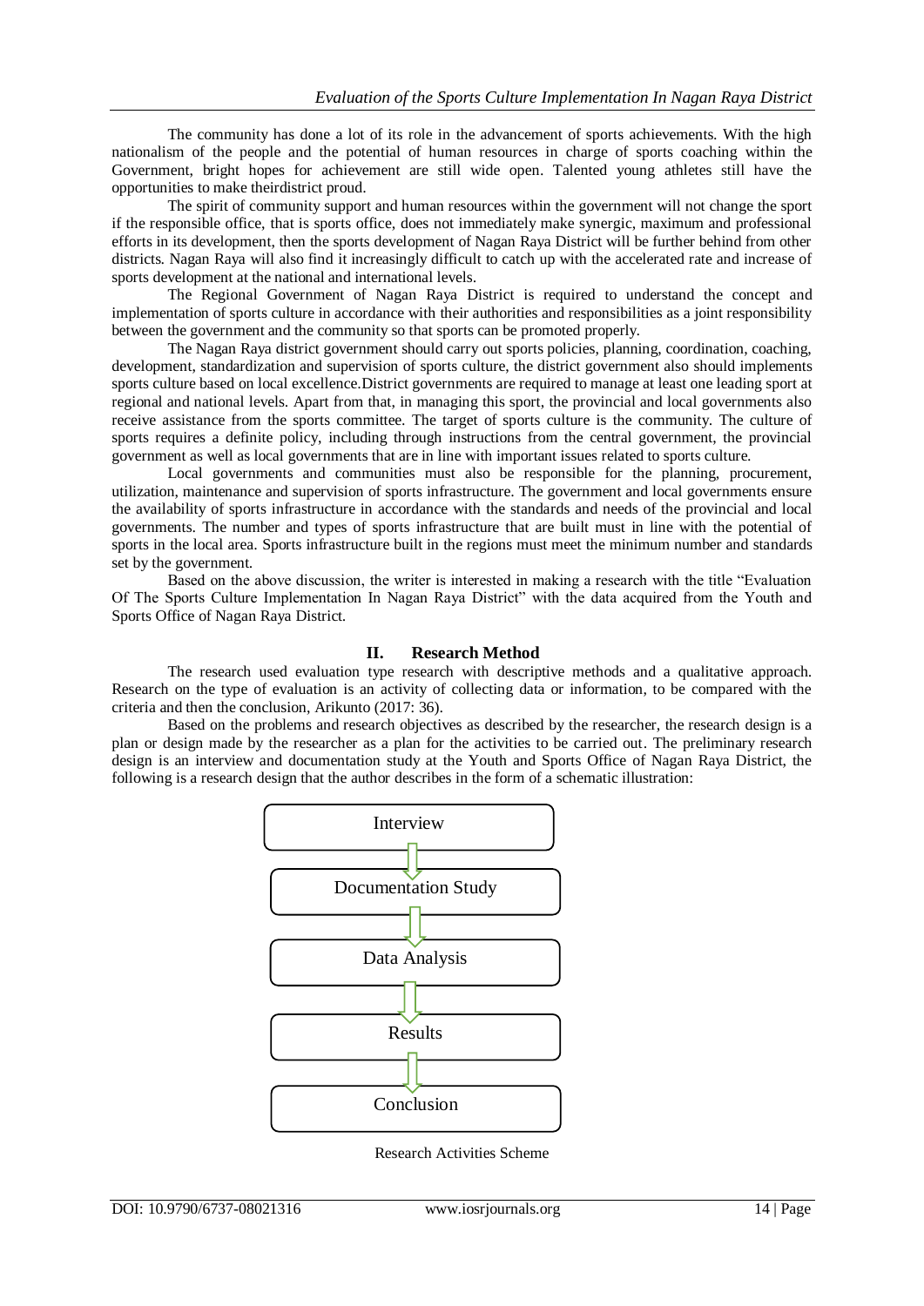The community has done a lot of its role in the advancement of sports achievements. With the high nationalism of the people and the potential of human resources in charge of sports coaching within the Government, bright hopes for achievement are still wide open. Talented young athletes still have the opportunities to make theirdistrict proud.

The spirit of community support and human resources within the government will not change the sport if the responsible office, that is sports office, does not immediately make synergic, maximum and professional efforts in its development, then the sports development of Nagan Raya District will be further behind from other districts. Nagan Raya will also find it increasingly difficult to catch up with the accelerated rate and increase of sports development at the national and international levels.

The Regional Government of Nagan Raya District is required to understand the concept and implementation of sports culture in accordance with their authorities and responsibilities as a joint responsibility between the government and the community so that sports can be promoted properly.

The Nagan Raya district government should carry out sports policies, planning, coordination, coaching, development, standardization and supervision of sports culture, the district government also should implements sports culture based on local excellence.District governments are required to manage at least one leading sport at regional and national levels. Apart from that, in managing this sport, the provincial and local governments also receive assistance from the sports committee. The target of sports culture is the community. The culture of sports requires a definite policy, including through instructions from the central government, the provincial government as well as local governments that are in line with important issues related to sports culture.

Local governments and communities must also be responsible for the planning, procurement, utilization, maintenance and supervision of sports infrastructure. The government and local governments ensure the availability of sports infrastructure in accordance with the standards and needs of the provincial and local governments. The number and types of sports infrastructure that are built must in line with the potential of sports in the local area. Sports infrastructure built in the regions must meet the minimum number and standards set by the government.

Based on the above discussion, the writer is interested in making a research with the title "Evaluation Of The Sports Culture Implementation In Nagan Raya District" with the data acquired from the Youth and Sports Office of Nagan Raya District.

## II. Research Method

The research used evaluation type research with descriptive methods and a qualitative approach. Research on the type of evaluation is an activity of collecting data or information, to be compared with the criteria and then the conclusion, Arikunto (2017: 36).

Based on the problems and research objectives as described by the researcher, the research design is a plan or design made by the researcher as a plan for the activities to be carried out. The preliminary research design is an interview and documentation study at the Youth and Sports Office of Nagan Raya District, the following is a research design that the author describes in the form of a schematic illustration:

Interview → Documentation Study → Data Analysis → Results → Conclusion

Research Activities Scheme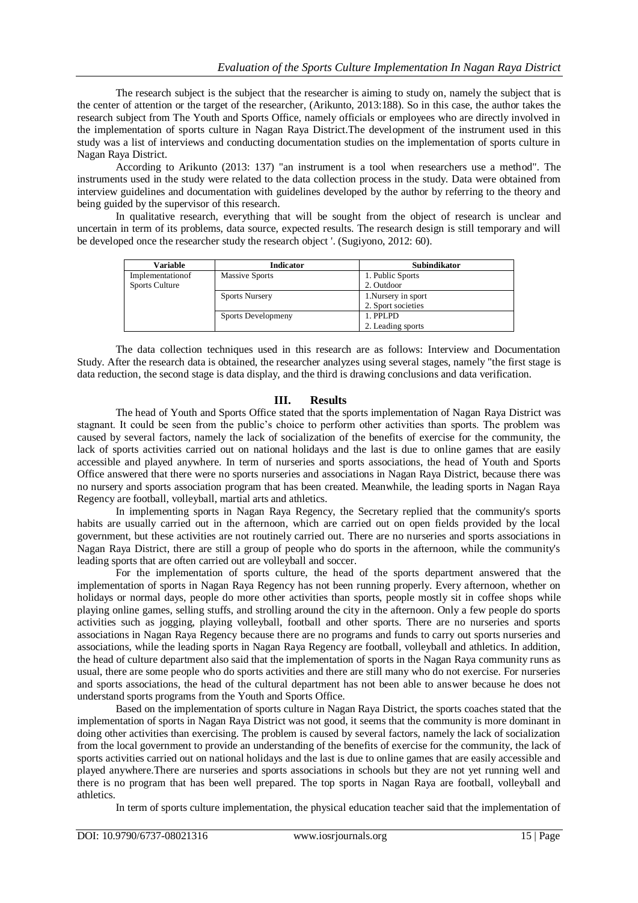The research subject is the subject that the researcher is aiming to study on, namely the subject that is the center of attention or the target of the researcher, (Arikunto, 2013:188). So in this case, the author takes the research subject from The Youth and Sports Office, namely officials or employees who are directly involved in the implementation of sports culture in Nagan Raya District.The development of the instrument used in this study was a list of interviews and conducting documentation studies on the implementation of sports culture in Nagan Raya District.

According to Arikunto (2013: 137) "an instrument is a tool when researchers use a method". The instruments used in the study were related to the data collection process in the study. Data were obtained from interview guidelines and documentation with guidelines developed by the author by referring to the theory and being guided by the supervisor of this research.

In qualitative research, everything that will be sought from the object of research is unclear and uncertain in term of its problems, data source, expected results. The research design is still temporary and will be developed once the researcher study the research object '. (Sugiyono, 2012: 60).

| Variable | Indicator | Subindikator |
|---|---|---|
| Implementationof Sports Culture | Massive Sports | 1. Public Sports<br>2. Outdoor |
| | Sports Nursery | 1.Nursery in sport<br>2. Sport societies |
| | Sports Developmeny | 1. PPLPD<br>2. Leading sports |

The data collection techniques used in this research are as follows: Interview and Documentation Study. After the research data is obtained, the researcher analyzes using several stages, namely "the first stage is data reduction, the second stage is data display, and the third is drawing conclusions and data verification.

## III. Results

The head of Youth and Sports Office stated that the sports implementation of Nagan Raya District was stagnant. It could be seen from the public's choice to perform other activities than sports. The problem was caused by several factors, namely the lack of socialization of the benefits of exercise for the community, the lack of sports activities carried out on national holidays and the last is due to online games that are easily accessible and played anywhere. In term of nurseries and sports associations, the head of Youth and Sports Office answered that there were no sports nurseries and associations in Nagan Raya District, because there was no nursery and sports association program that has been created. Meanwhile, the leading sports in Nagan Raya Regency are football, volleyball, martial arts and athletics.

In implementing sports in Nagan Raya Regency, the Secretary replied that the community's sports habits are usually carried out in the afternoon, which are carried out on open fields provided by the local government, but these activities are not routinely carried out. There are no nurseries and sports associations in Nagan Raya District, there are still a group of people who do sports in the afternoon, while the community's leading sports that are often carried out are volleyball and soccer.

For the implementation of sports culture, the head of the sports department answered that the implementation of sports in Nagan Raya Regency has not been running properly. Every afternoon, whether on holidays or normal days, people do more other activities than sports, people mostly sit in coffee shops while playing online games, selling stuffs, and strolling around the city in the afternoon. Only a few people do sports activities such as jogging, playing volleyball, football and other sports. There are no nurseries and sports associations in Nagan Raya Regency because there are no programs and funds to carry out sports nurseries and associations, while the leading sports in Nagan Raya Regency are football, volleyball and athletics. In addition, the head of culture department also said that the implementation of sports in the Nagan Raya community runs as usual, there are some people who do sports activities and there are still many who do not exercise. For nurseries and sports associations, the head of the cultural department has not been able to answer because he does not understand sports programs from the Youth and Sports Office.

Based on the implementation of sports culture in Nagan Raya District, the sports coaches stated that the implementation of sports in Nagan Raya District was not good, it seems that the community is more dominant in doing other activities than exercising. The problem is caused by several factors, namely the lack of socialization from the local government to provide an understanding of the benefits of exercise for the community, the lack of sports activities carried out on national holidays and the last is due to online games that are easily accessible and played anywhere.There are nurseries and sports associations in schools but they are not yet running well and there is no program that has been well prepared. The top sports in Nagan Raya are football, volleyball and athletics.

In term of sports culture implementation, the physical education teacher said that the implementation of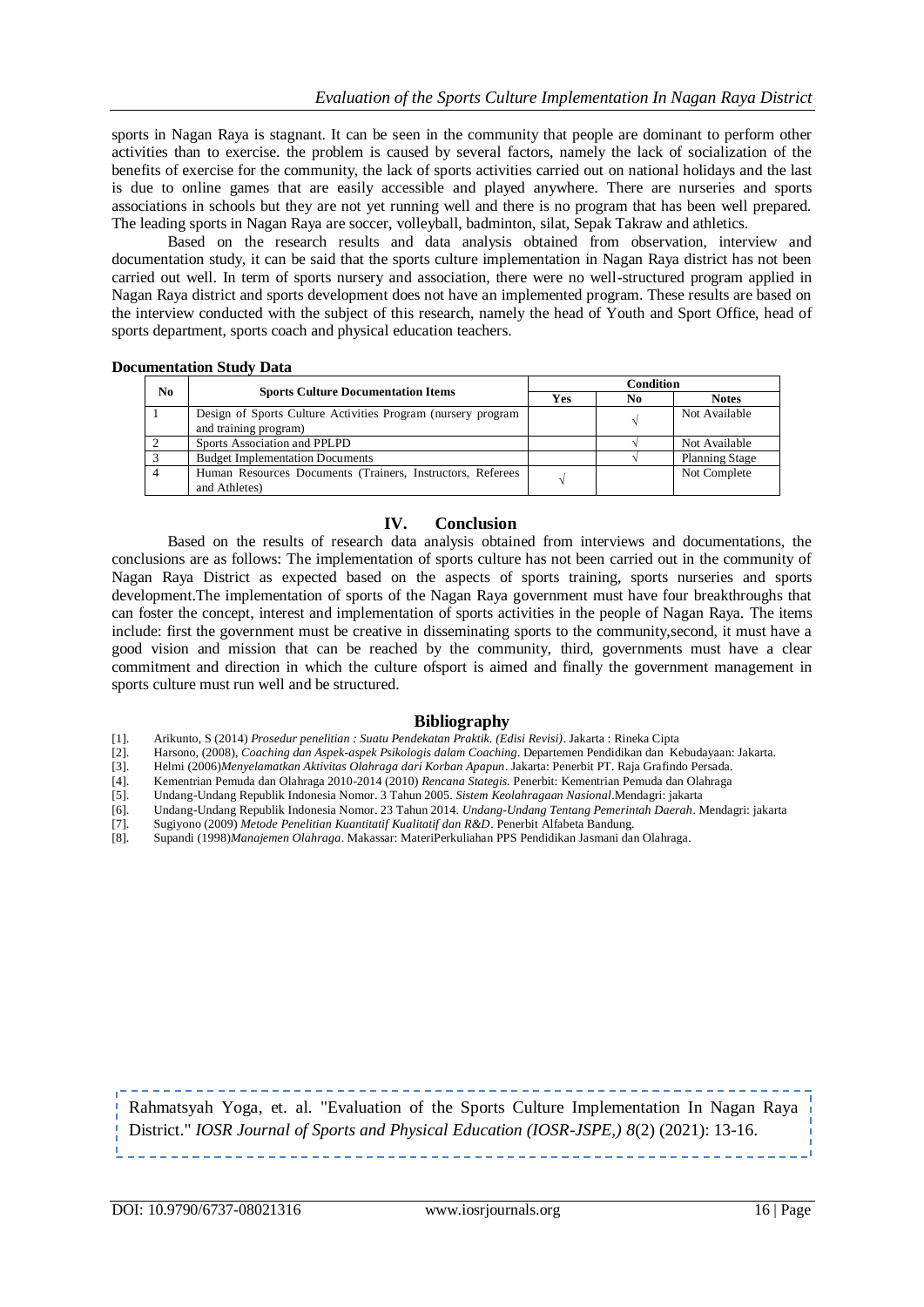sports in Nagan Raya is stagnant. It can be seen in the community that people are dominant to perform other activities than to exercise. the problem is caused by several factors, namely the lack of socialization of the benefits of exercise for the community, the lack of sports activities carried out on national holidays and the last is due to online games that are easily accessible and played anywhere. There are nurseries and sports associations in schools but they are not yet running well and there is no program that has been well prepared. The leading sports in Nagan Raya are soccer, volleyball, badminton, silat, Sepak Takraw and athletics.

Based on the research results and data analysis obtained from observation, interview and documentation study, it can be said that the sports culture implementation in Nagan Raya district has not been carried out well. In term of sports nursery and association, there were no well-structured program applied in Nagan Raya district and sports development does not have an implemented program. These results are based on the interview conducted with the subject of this research, namely the head of Youth and Sport Office, head of sports department, sports coach and physical education teachers.

**Documentation Study Data**

| No | Sports Culture Documentation Items | Condition | | |
|---|---|---|---|---|
| | | Yes | No | Notes |
| 1 | Design of Sports Culture Activities Program (nursery program and training program) | | √ | Not Available |
| 2 | Sports Association and PPLPD | | √ | Not Available |
| 3 | Budget Implementation Documents | | √ | Planning Stage |
| 4 | Human Resources Documents (Trainers, Instructors, Referees and Athletes) | √ | | Not Complete |

## IV. Conclusion

Based on the results of research data analysis obtained from interviews and documentations, the conclusions are as follows: The implementation of sports culture has not been carried out in the community of Nagan Raya District as expected based on the aspects of sports training, sports nurseries and sports development.The implementation of sports of the Nagan Raya government must have four breakthroughs that can foster the concept, interest and implementation of sports activities in the people of Nagan Raya. The items include: first the government must be creative in disseminating sports to the community,second, it must have a good vision and mission that can be reached by the community, third, governments must have a clear commitment and direction in which the culture ofsport is aimed and finally the government management in sports culture must run well and be structured.

## Bibliography

[1]. Arikunto, S (2014) *Prosedur penelitian : Suatu Pendekatan Praktik. (Edisi Revisi)*. Jakarta : Rineka Cipta
[2]. Harsono, (2008), *Coaching dan Aspek-aspek Psikologis dalam Coaching*. Departemen Pendidikan dan Kebudayaan: Jakarta.
[3]. Helmi (2006)*Menyelamatkan Aktivitas Olahraga dari Korban Apapun*. Jakarta: Penerbit PT. Raja Grafindo Persada.
[4]. Kementrian Pemuda dan Olahraga 2010-2014 (2010) *Rencana Stategis.* Penerbit: Kementrian Pemuda dan Olahraga
[5]. Undang-Undang Republik Indonesia Nomor. 3 Tahun 2005. *Sistem Keolahragaan Nasional*.Mendagri: jakarta
[6]. Undang-Undang Republik Indonesia Nomor. 23 Tahun 2014. *Undang-Undang Tentang Pemerintah Daerah*. Mendagri: jakarta
[7]. Sugiyono (2009) *Metode Penelitian Kuantitatif Kualitatif dan R&D*. Penerbit Alfabeta Bandung.
[8]. Supandi (1998)*Manajemen Olahraga*. Makassar: MateriPerkuliahan PPS Pendidikan Jasmani dan Olahraga.

Rahmatsyah Yoga, et. al. "Evaluation of the Sports Culture Implementation In Nagan Raya District." *IOSR Journal of Sports and Physical Education (IOSR-JSPE,) 8*(2) (2021): 13-16.